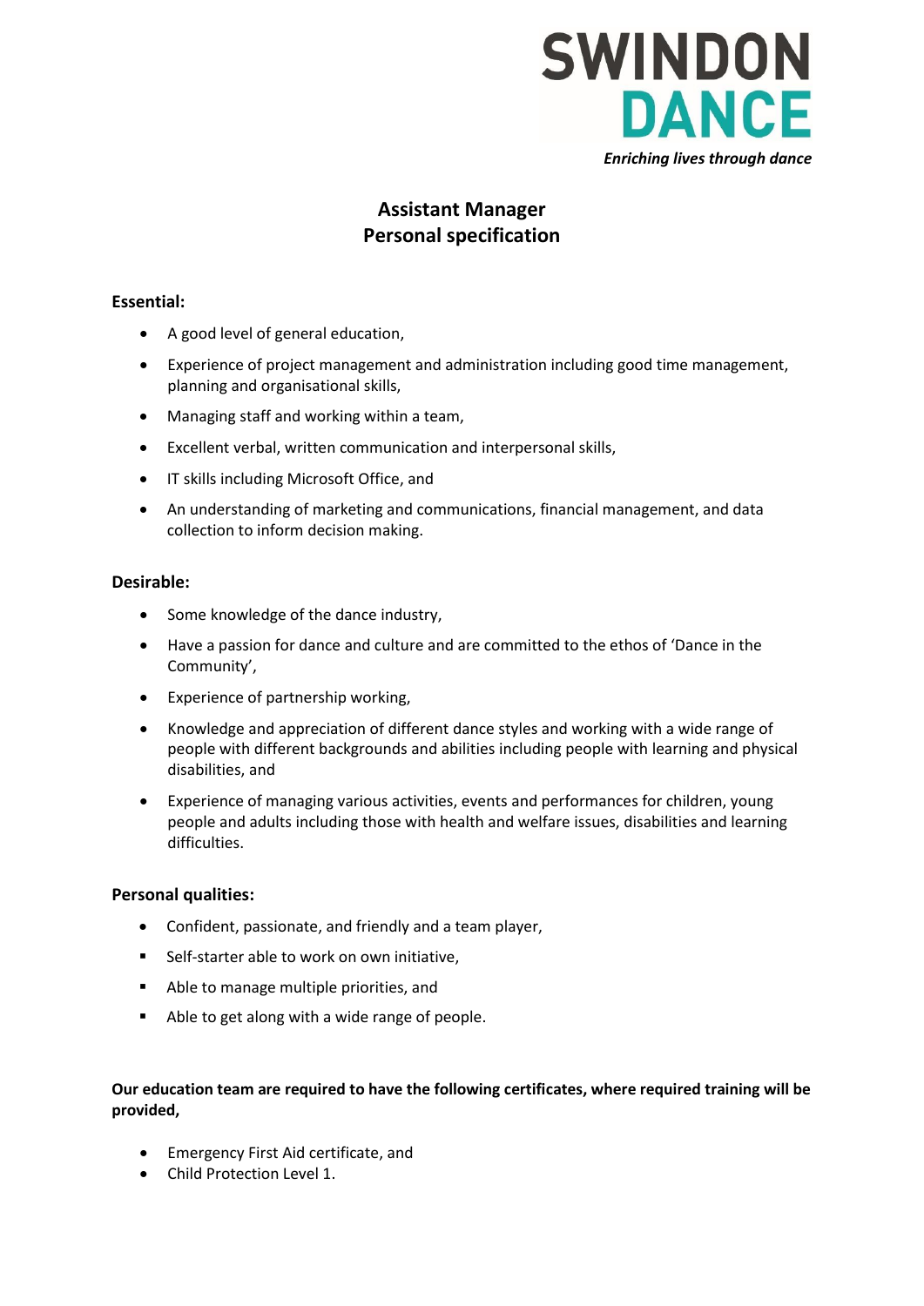SWINDON
DANCE
*Enriching lives through dance*

# Assistant Manager
# Personal specification

**Essential:**

- A good level of general education,
- Experience of project management and administration including good time management, planning and organisational skills,
- Managing staff and working within a team,
- Excellent verbal, written communication and interpersonal skills,
- IT skills including Microsoft Office, and
- An understanding of marketing and communications, financial management, and data collection to inform decision making.

**Desirable:**

- Some knowledge of the dance industry,
- Have a passion for dance and culture and are committed to the ethos of 'Dance in the Community',
- Experience of partnership working,
- Knowledge and appreciation of different dance styles and working with a wide range of people with different backgrounds and abilities including people with learning and physical disabilities, and
- Experience of managing various activities, events and performances for children, young people and adults including those with health and welfare issues, disabilities and learning difficulties.

**Personal qualities:**

- Confident, passionate, and friendly and a team player,
- Self-starter able to work on own initiative,
- Able to manage multiple priorities, and
- Able to get along with a wide range of people.

**Our education team are required to have the following certificates, where required training will be provided,**

- Emergency First Aid certificate, and
- Child Protection Level 1.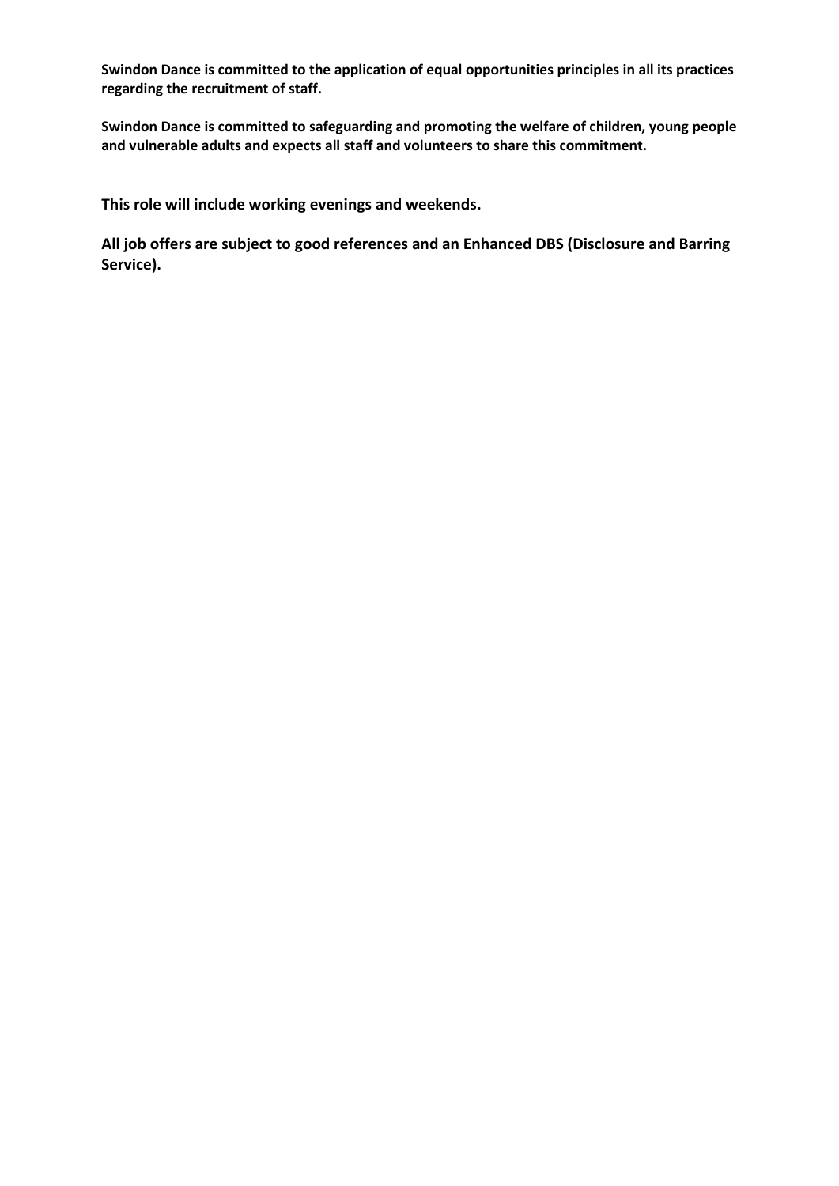**Swindon Dance is committed to the application of equal opportunities principles in all its practices regarding the recruitment of staff.**

**Swindon Dance is committed to safeguarding and promoting the welfare of children, young people and vulnerable adults and expects all staff and volunteers to share this commitment.**

**This role will include working evenings and weekends.**

**All job offers are subject to good references and an Enhanced DBS (Disclosure and Barring Service).**